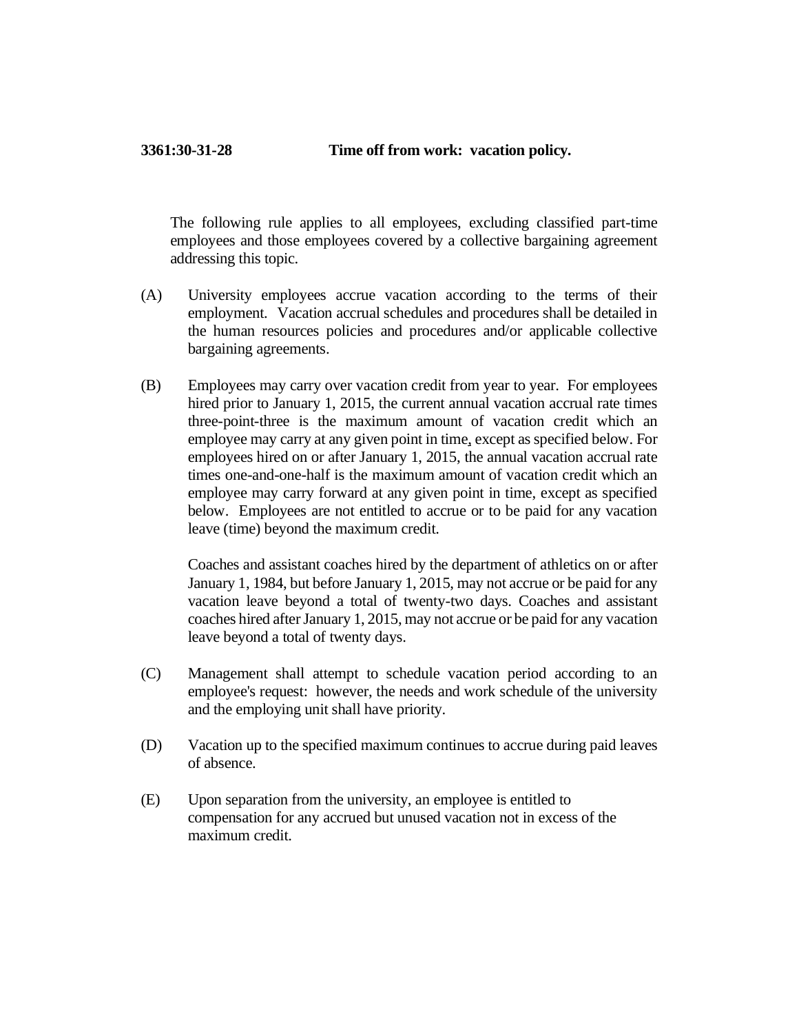**3361:30-31-28 Time off from work: vacation policy.**

The following rule applies to all employees, excluding classified part-time employees and those employees covered by a collective bargaining agreement addressing this topic.

(A) University employees accrue vacation according to the terms of their employment. Vacation accrual schedules and procedures shall be detailed in the human resources policies and procedures and/or applicable collective bargaining agreements.

(B) Employees may carry over vacation credit from year to year. For employees hired prior to January 1, 2015, the current annual vacation accrual rate times three-point-three is the maximum amount of vacation credit which an employee may carry at any given point in time, except as specified below. For employees hired on or after January 1, 2015, the annual vacation accrual rate times one-and-one-half is the maximum amount of vacation credit which an employee may carry forward at any given point in time, except as specified below. Employees are not entitled to accrue or to be paid for any vacation leave (time) beyond the maximum credit.

Coaches and assistant coaches hired by the department of athletics on or after January 1, 1984, but before January 1, 2015, may not accrue or be paid for any vacation leave beyond a total of twenty-two days. Coaches and assistant coaches hired after January 1, 2015, may not accrue or be paid for any vacation leave beyond a total of twenty days.

(C) Management shall attempt to schedule vacation period according to an employee's request: however, the needs and work schedule of the university and the employing unit shall have priority.

(D) Vacation up to the specified maximum continues to accrue during paid leaves of absence.

(E) Upon separation from the university, an employee is entitled to compensation for any accrued but unused vacation not in excess of the maximum credit.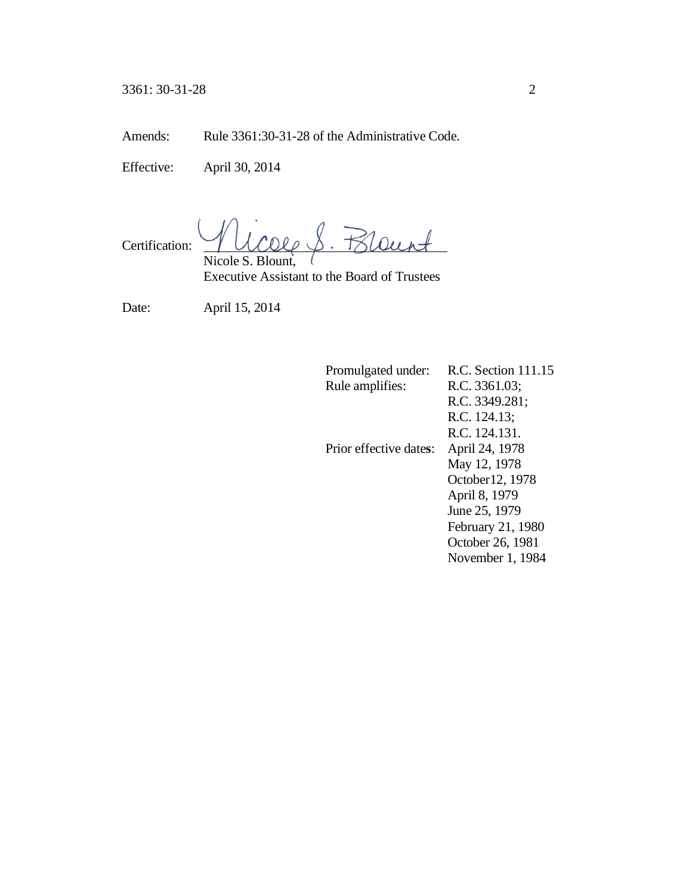Amends: Rule 3361:30-31-28 of the Administrative Code.

Effective: April 30, 2014

Certification: Nicole S. Blount
Nicole S. Blount,
Executive Assistant to the Board of Trustees

Date: April 15, 2014

| | |
|---|---|
| Promulgated under: | R.C. Section 111.15 |
| Rule amplifies: | R.C. 3361.03; |
| | R.C. 3349.281; |
| | R.C. 124.13; |
| | R.C. 124.131. |
| Prior effective dates: | April 24, 1978 |
| | May 12, 1978 |
| | October12, 1978 |
| | April 8, 1979 |
| | June 25, 1979 |
| | February 21, 1980 |
| | October 26, 1981 |
| | November 1, 1984 |